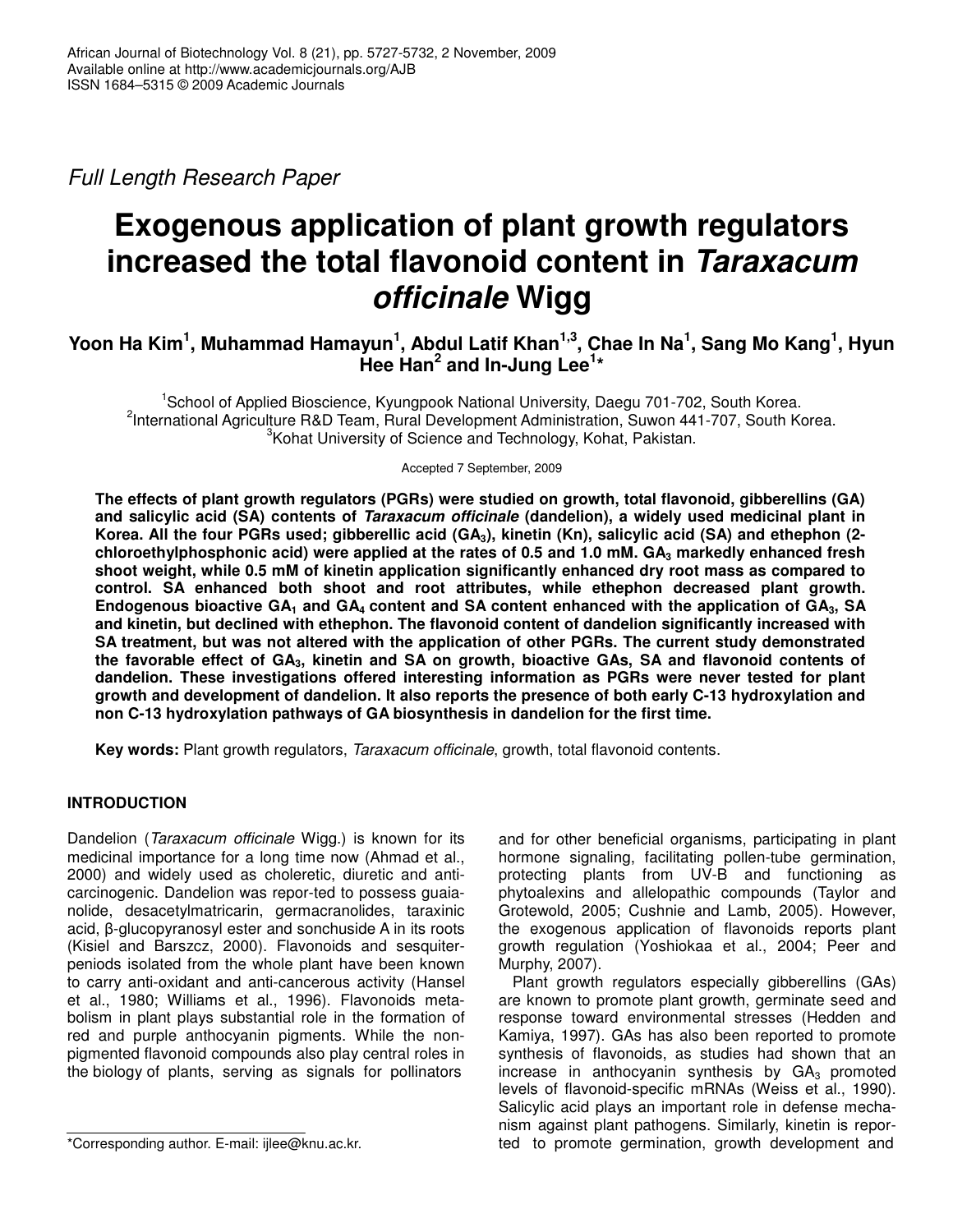Full Length Research Paper

# Exogenous application of plant growth regulators increased the total flavonoid content in *Taraxacum officinale* Wigg

**Yoon Ha Kim[1], Muhammad Hamayun[1], Abdul Latif Khan[1,3], Chae In Na[1], Sang Mo Kang[1], Hyun Hee Han[2] and In-Jung Lee[1]***

[1]School of Applied Bioscience, Kyungpook National University, Daegu 701-702, South Korea.
[2]International Agriculture R&D Team, Rural Development Administration, Suwon 441-707, South Korea.
[3]Kohat University of Science and Technology, Kohat, Pakistan.

Accepted 7 September, 2009

**The effects of plant growth regulators (PGRs) were studied on growth, total flavonoid, gibberellins (GA) and salicylic acid (SA) contents of *Taraxacum officinale* (dandelion), a widely used medicinal plant in Korea. All the four PGRs used; gibberellic acid ($GA_3$), kinetin (Kn), salicylic acid (SA) and ethephon (2-chloroethylphosphonic acid) were applied at the rates of 0.5 and 1.0 mM. $GA_3$ markedly enhanced fresh shoot weight, while 0.5 mM of kinetin application significantly enhanced dry root mass as compared to control. SA enhanced both shoot and root attributes, while ethephon decreased plant growth. Endogenous bioactive $GA_1$ and $GA_4$ content and SA content enhanced with the application of $GA_3$, SA and kinetin, but declined with ethephon. The flavonoid content of dandelion significantly increased with SA treatment, but was not altered with the application of other PGRs. The current study demonstrated the favorable effect of $GA_3$, kinetin and SA on growth, bioactive GAs, SA and flavonoid contents of dandelion. These investigations offered interesting information as PGRs were never tested for plant growth and development of dandelion. It also reports the presence of both early C-13 hydroxylation and non C-13 hydroxylation pathways of GA biosynthesis in dandelion for the first time.**

**Key words:** Plant growth regulators, *Taraxacum officinale*, growth, total flavonoid contents.

## INTRODUCTION

Dandelion (*Taraxacum officinale* Wigg.) is known for its medicinal importance for a long time now (Ahmad et al., 2000) and widely used as choleretic, diuretic and anti-carcinogenic. Dandelion was repor-ted to possess guaianolide, desacetylmatricarin, germacranolides, taraxinic acid, β-glucopyranosyl ester and sonchuside A in its roots (Kisiel and Barszcz, 2000). Flavonoids and sesquiterpeniods isolated from the whole plant have been known to carry anti-oxidant and anti-cancerous activity (Hansel et al., 1980; Williams et al., 1996). Flavonoids metabolism in plant plays substantial role in the formation of red and purple anthocyanin pigments. While the non-pigmented flavonoid compounds also play central roles in the biology of plants, serving as signals for pollinators and for other beneficial organisms, participating in plant hormone signaling, facilitating pollen-tube germination, protecting plants from UV-B and functioning as phytoalexins and allelopathic compounds (Taylor and Grotewold, 2005; Cushnie and Lamb, 2005). However, the exogenous application of flavonoids reports plant growth regulation (Yoshiokaa et al., 2004; Peer and Murphy, 2007).

Plant growth regulators especially gibberellins (GAs) are known to promote plant growth, germinate seed and response toward environmental stresses (Hedden and Kamiya, 1997). GAs has also been reported to promote synthesis of flavonoids, as studies had shown that an increase in anthocyanin synthesis by $GA_3$ promoted levels of flavonoid-specific mRNAs (Weiss et al., 1990). Salicylic acid plays an important role in defense mechanism against plant pathogens. Similarly, kinetin is reported to promote germination, growth development and

*Corresponding author. E-mail: ijlee@knu.ac.kr.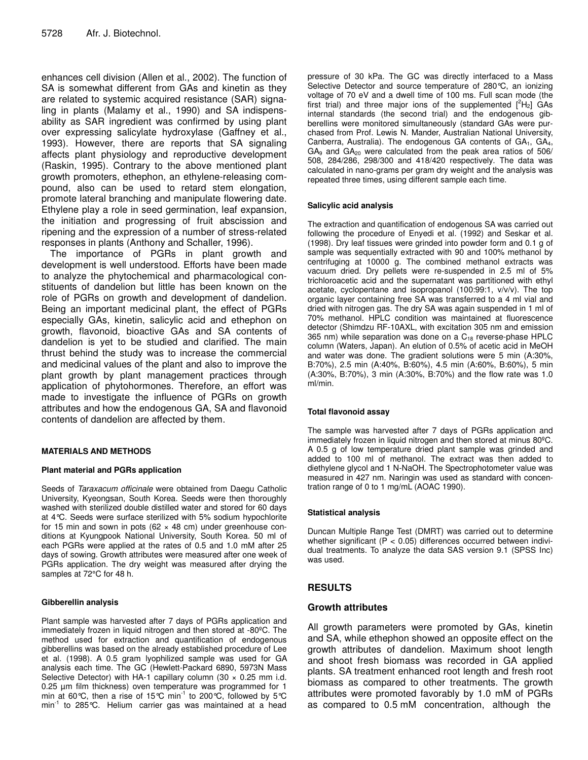enhances cell division (Allen et al., 2002). The function of SA is somewhat different from GAs and kinetin as they are related to systemic acquired resistance (SAR) signaling in plants (Malamy et al., 1990) and SA indispensability as SAR ingredient was confirmed by using plant over expressing salicylate hydroxylase (Gaffney et al., 1993). However, there are reports that SA signaling affects plant physiology and reproductive development (Raskin, 1995). Contrary to the above mentioned plant growth promoters, ethephon, an ethylene-releasing compound, also can be used to retard stem elongation, promote lateral branching and manipulate flowering date. Ethylene play a role in seed germination, leaf expansion, the initiation and progressing of fruit abscission and ripening and the expression of a number of stress-related responses in plants (Anthony and Schaller, 1996).

The importance of PGRs in plant growth and development is well understood. Efforts have been made to analyze the phytochemical and pharmacological constituents of dandelion but little has been known on the role of PGRs on growth and development of dandelion. Being an important medicinal plant, the effect of PGRs especially GAs, kinetin, salicylic acid and ethephon on growth, flavonoid, bioactive GAs and SA contents of dandelion is yet to be studied and clarified. The main thrust behind the study was to increase the commercial and medicinal values of the plant and also to improve the plant growth by plant management practices through application of phytohormones. Therefore, an effort was made to investigate the influence of PGRs on growth attributes and how the endogenous GA, SA and flavonoid contents of dandelion are affected by them.

## MATERIALS AND METHODS

### Plant material and PGRs application

Seeds of *Taraxacum officinale* were obtained from Daegu Catholic University, Kyeongsan, South Korea. Seeds were then thoroughly washed with sterilized double distilled water and stored for 60 days at 4°C. Seeds were surface sterilized with 5% sodium hypochlorite for 15 min and sown in pots (62 × 48 cm) under greenhouse conditions at Kyungpook National University, South Korea. 50 ml of each PGRs were applied at the rates of 0.5 and 1.0 mM after 25 days of sowing. Growth attributes were measured after one week of PGRs application. The dry weight was measured after drying the samples at 72°C for 48 h.

### Gibberellin analysis

Plant sample was harvested after 7 days of PGRs application and immediately frozen in liquid nitrogen and then stored at -80ºC. The method used for extraction and quantification of endogenous gibberellins was based on the already established procedure of Lee et al. (1998). A 0.5 gram lyophilized sample was used for GA analysis each time. The GC (Hewlett-Packard 6890, 5973N Mass Selective Detector) with HA-1 capillary column (30 × 0.25 mm i.d. 0.25 µm film thickness) oven temperature was programmed for 1 min at 60°C, then a rise of 15°C $min^{-1}$ to 200°C, followed by 5°C $min^{-1}$ to 285°C. Helium carrier gas was maintained at a head pressure of 30 kPa. The GC was directly interfaced to a Mass Selective Detector and source temperature of 280°C, an ionizing voltage of 70 eV and a dwell time of 100 ms. Full scan mode (the first trial) and three major ions of the supplemented [$^2H_2$] GAs internal standards (the second trial) and the endogenous gibberellins were monitored simultaneously (standard GAs were purchased from Prof. Lewis N. Mander, Australian National University, Canberra, Australia). The endogenous GA contents of $GA_1$, $GA_4$, $GA_9$ and $GA_{20}$ were calculated from the peak area ratios of 506/508, 284/286, 298/300 and 418/420 respectively. The data was calculated in nano-grams per gram dry weight and the analysis was repeated three times, using different sample each time.

### Salicylic acid analysis

The extraction and quantification of endogenous SA was carried out following the procedure of Enyedi et al. (1992) and Seskar et al. (1998). Dry leaf tissues were grinded into powder form and 0.1 g of sample was sequentially extracted with 90 and 100% methanol by centrifuging at 10000 g. The combined methanol extracts was vacuum dried. Dry pellets were re-suspended in 2.5 ml of 5% trichloroacetic acid and the supernatant was partitioned with ethyl acetate, cyclopentane and isopropanol (100:99:1, v/v/v). The top organic layer containing free SA was transferred to a 4 ml vial and dried with nitrogen gas. The dry SA was again suspended in 1 ml of 70% methanol. HPLC condition was maintained at fluorescence detector (Shimadzu RF-10AXL, with excitation 305 nm and emission 365 nm) while separation was done on a $C_{18}$ reverse-phase HPLC column (Waters, Japan). An elution of 0.5% of acetic acid in MeOH and water was done. The gradient solutions were 5 min (A:30%, B:70%), 2.5 min (A:40%, B:60%), 4.5 min (A:60%, B:60%), 5 min (A:30%, B:70%), 3 min (A:30%, B:70%) and the flow rate was 1.0 ml/min.

### Total flavonoid assay

The sample was harvested after 7 days of PGRs application and immediately frozen in liquid nitrogen and then stored at minus 80ºC. A 0.5 g of low temperature dried plant sample was grinded and added to 100 ml of methanol. The extract was then added to diethylene glycol and 1 N-NaOH. The Spectrophotometer value was measured in 427 nm. Naringin was used as standard with concentration range of 0 to 1 mg/mL (AOAC 1990).

### Statistical analysis

Duncan Multiple Range Test (DMRT) was carried out to determine whether significant ($P < 0.05$) differences occurred between individual treatments. To analyze the data SAS version 9.1 (SPSS Inc) was used.

## RESULTS

### Growth attributes

All growth parameters were promoted by GAs, kinetin and SA, while ethephon showed an opposite effect on the growth attributes of dandelion. Maximum shoot length and shoot fresh biomass was recorded in GA applied plants. SA treatment enhanced root length and fresh root biomass as compared to other treatments. The growth attributes were promoted favorably by 1.0 mM of PGRs as compared to 0.5 mM concentration, although the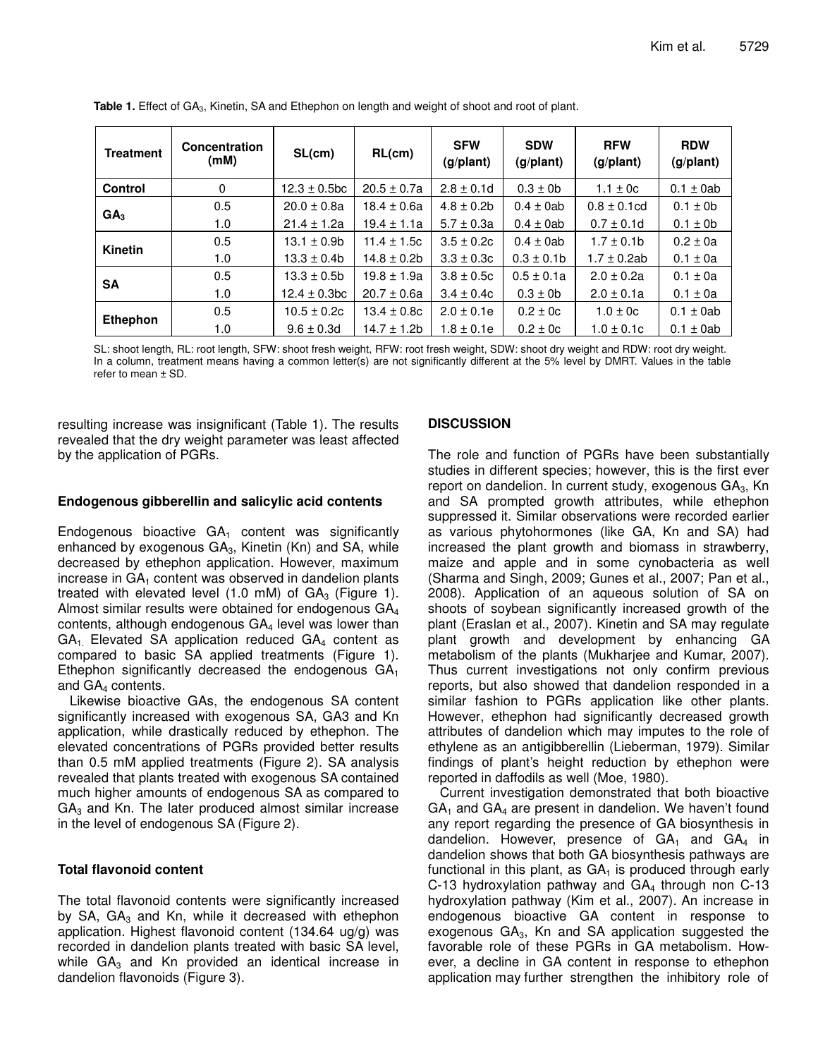**Table 1.** Effect of $GA_3$, Kinetin, SA and Ethephon on length and weight of shoot and root of plant.

| Treatment | Concentration (mM) | SL(cm) | RL(cm) | SFW (g/plant) | SDW (g/plant) | RFW (g/plant) | RDW (g/plant) |
|---|---|---|---|---|---|---|---|
| Control | 0 | 12.3 ± 0.5bc | 20.5 ± 0.7a | 2.8 ± 0.1d | 0.3 ± 0b | 1.1 ± 0c | 0.1 ± 0ab |
| $GA_3$ | 0.5 | 20.0 ± 0.8a | 18.4 ± 0.6a | 4.8 ± 0.2b | 0.4 ± 0ab | 0.8 ± 0.1cd | 0.1 ± 0b |
| | 1.0 | 21.4 ± 1.2a | 19.4 ± 1.1a | 5.7 ± 0.3a | 0.4 ± 0ab | 0.7 ± 0.1d | 0.1 ± 0b |
| Kinetin | 0.5 | 13.1 ± 0.9b | 11.4 ± 1.5c | 3.5 ± 0.2c | 0.4 ± 0ab | 1.7 ± 0.1b | 0.2 ± 0a |
| | 1.0 | 13.3 ± 0.4b | 14.8 ± 0.2b | 3.3 ± 0.3c | 0.3 ± 0.1b | 1.7 ± 0.2ab | 0.1 ± 0a |
| SA | 0.5 | 13.3 ± 0.5b | 19.8 ± 1.9a | 3.8 ± 0.5c | 0.5 ± 0.1a | 2.0 ± 0.2a | 0.1 ± 0a |
| | 1.0 | 12.4 ± 0.3bc | 20.7 ± 0.6a | 3.4 ± 0.4c | 0.3 ± 0b | 2.0 ± 0.1a | 0.1 ± 0a |
| Ethephon | 0.5 | 10.5 ± 0.2c | 13.4 ± 0.8c | 2.0 ± 0.1e | 0.2 ± 0c | 1.0 ± 0c | 0.1 ± 0ab |
| | 1.0 | 9.6 ± 0.3d | 14.7 ± 1.2b | 1.8 ± 0.1e | 0.2 ± 0c | 1.0 ± 0.1c | 0.1 ± 0ab |

SL: shoot length, RL: root length, SFW: shoot fresh weight, RFW: root fresh weight, SDW: shoot dry weight and RDW: root dry weight. In a column, treatment means having a common letter(s) are not significantly different at the 5% level by DMRT. Values in the table refer to mean ± SD.

resulting increase was insignificant (Table 1). The results revealed that the dry weight parameter was least affected by the application of PGRs.

### Endogenous gibberellin and salicylic acid contents

Endogenous bioactive $GA_1$ content was significantly enhanced by exogenous $GA_3$, Kinetin (Kn) and SA, while decreased by ethephon application. However, maximum increase in $GA_1$ content was observed in dandelion plants treated with elevated level (1.0 mM) of $GA_3$ (Figure 1). Almost similar results were obtained for endogenous $GA_4$ contents, although endogenous $GA_4$ level was lower than $GA_1$. Elevated SA application reduced $GA_4$ content as compared to basic SA applied treatments (Figure 1). Ethephon significantly decreased the endogenous $GA_1$ and $GA_4$ contents.

Likewise bioactive GAs, the endogenous SA content significantly increased with exogenous SA, GA3 and Kn application, while drastically reduced by ethephon. The elevated concentrations of PGRs provided better results than 0.5 mM applied treatments (Figure 2). SA analysis revealed that plants treated with exogenous SA contained much higher amounts of endogenous SA as compared to $GA_3$ and Kn. The later produced almost similar increase in the level of endogenous SA (Figure 2).

### Total flavonoid content

The total flavonoid contents were significantly increased by SA, $GA_3$ and Kn, while it decreased with ethephon application. Highest flavonoid content (134.64 ug/g) was recorded in dandelion plants treated with basic SA level, while $GA_3$ and Kn provided an identical increase in dandelion flavonoids (Figure 3).

## DISCUSSION

The role and function of PGRs have been substantially studies in different species; however, this is the first ever report on dandelion. In current study, exogenous $GA_3$, Kn and SA prompted growth attributes, while ethephon suppressed it. Similar observations were recorded earlier as various phytohormones (like GA, Kn and SA) had increased the plant growth and biomass in strawberry, maize and apple and in some cynobacteria as well (Sharma and Singh, 2009; Gunes et al., 2007; Pan et al., 2008). Application of an aqueous solution of SA on shoots of soybean significantly increased growth of the plant (Eraslan et al., 2007). Kinetin and SA may regulate plant growth and development by enhancing GA metabolism of the plants (Mukharjee and Kumar, 2007). Thus current investigations not only confirm previous reports, but also showed that dandelion responded in a similar fashion to PGRs application like other plants. However, ethephon had significantly decreased growth attributes of dandelion which may imputes to the role of ethylene as an antigibberellin (Lieberman, 1979). Similar findings of plant's height reduction by ethephon were reported in daffodils as well (Moe, 1980).

Current investigation demonstrated that both bioactive $GA_1$ and $GA_4$ are present in dandelion. We haven't found any report regarding the presence of GA biosynthesis in dandelion. However, presence of $GA_1$ and $GA_4$ in dandelion shows that both GA biosynthesis pathways are functional in this plant, as $GA_1$ is produced through early C-13 hydroxylation pathway and $GA_4$ through non C-13 hydroxylation pathway (Kim et al., 2007). An increase in endogenous bioactive GA content in response to exogenous $GA_3$, Kn and SA application suggested the favorable role of these PGRs in GA metabolism. However, a decline in GA content in response to ethephon application may further strengthen the inhibitory role of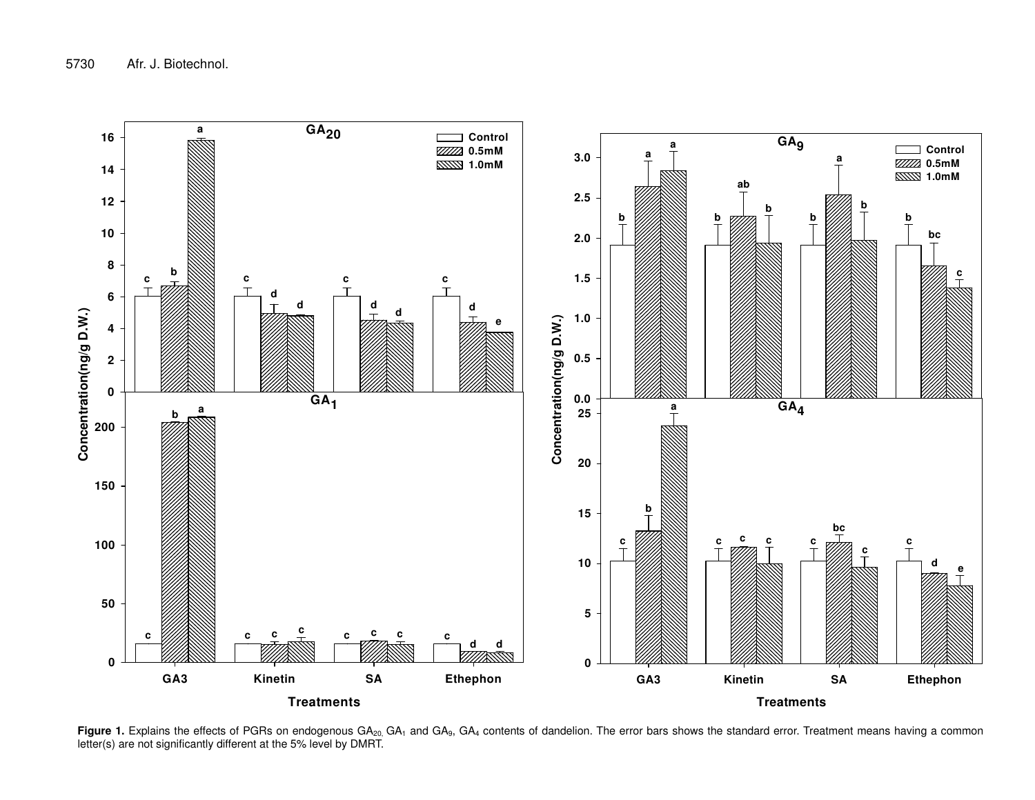**Figure 1.** Explains the effects of PGRs on endogenous $GA_{20}$, $GA_1$ and $GA_9$, $GA_4$ contents of dandelion. The error bars shows the standard error. Treatment means having a common letter(s) are not significantly different at the 5% level by DMRT.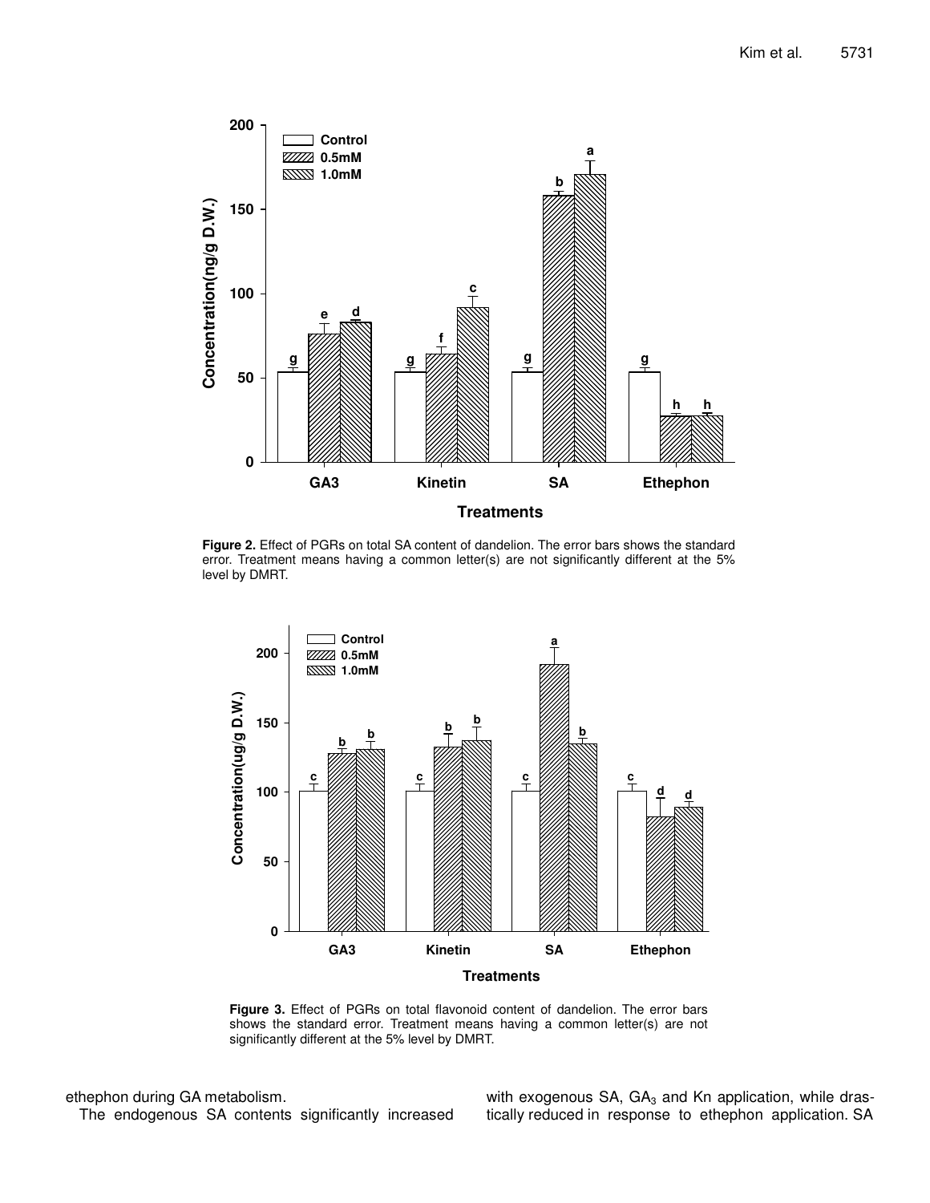**Figure 2.** Effect of PGRs on total SA content of dandelion. The error bars shows the standard error. Treatment means having a common letter(s) are not significantly different at the 5% level by DMRT.

**Figure 3.** Effect of PGRs on total flavonoid content of dandelion. The error bars shows the standard error. Treatment means having a common letter(s) are not significantly different at the 5% level by DMRT.

ethephon during GA metabolism.

The endogenous SA contents significantly increased with exogenous SA, $GA_3$ and Kn application, while drastically reduced in response to ethephon application. SA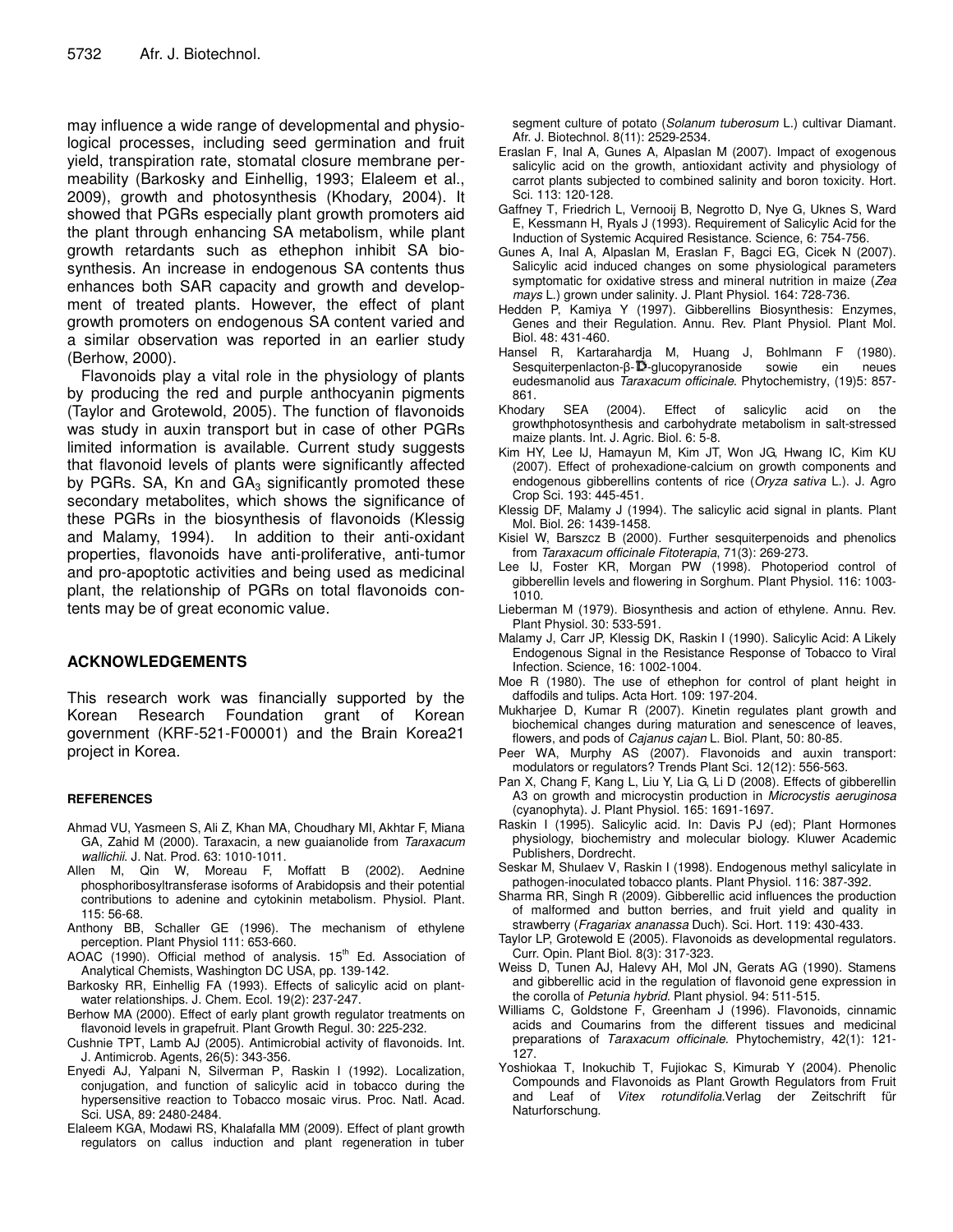may influence a wide range of developmental and physiological processes, including seed germination and fruit yield, transpiration rate, stomatal closure membrane permeability (Barkosky and Einhellig, 1993; Elaleem et al., 2009), growth and photosynthesis (Khodary, 2004). It showed that PGRs especially plant growth promoters aid the plant through enhancing SA metabolism, while plant growth retardants such as ethephon inhibit SA biosynthesis. An increase in endogenous SA contents thus enhances both SAR capacity and growth and development of treated plants. However, the effect of plant growth promoters on endogenous SA content varied and a similar observation was reported in an earlier study (Berhow, 2000).

Flavonoids play a vital role in the physiology of plants by producing the red and purple anthocyanin pigments (Taylor and Grotewold, 2005). The function of flavonoids was study in auxin transport but in case of other PGRs limited information is available. Current study suggests that flavonoid levels of plants were significantly affected by PGRs. SA, Kn and $GA_3$ significantly promoted these secondary metabolites, which shows the significance of these PGRs in the biosynthesis of flavonoids (Klessig and Malamy, 1994). In addition to their anti-oxidant properties, flavonoids have anti-proliferative, anti-tumor and pro-apoptotic activities and being used as medicinal plant, the relationship of PGRs on total flavonoids contents may be of great economic value.

## ACKNOWLEDGEMENTS

This research work was financially supported by the Korean Research Foundation grant of Korean government (KRF-521-F00001) and the Brain Korea21 project in Korea.

### REFERENCES

Ahmad VU, Yasmeen S, Ali Z, Khan MA, Choudhary MI, Akhtar F, Miana GA, Zahid M (2000). Taraxacin, a new guaianolide from *Taraxacum wallichii.* J. Nat. Prod. 63: 1010-1011.

Allen M, Qin W, Moreau F, Moffatt B (2002). Aednine phosphoribosyltransferase isoforms of Arabidopsis and their potential contributions to adenine and cytokinin metabolism. Physiol. Plant. 115: 56-68.

Anthony BB, Schaller GE (1996). The mechanism of ethylene perception. Plant Physiol 111: 653-660.

AOAC (1990). Official method of analysis. 15th Ed. Association of Analytical Chemists, Washington DC USA, pp. 139-142.

Barkosky RR, Einhellig FA (1993). Effects of salicylic acid on plant-water relationships. J. Chem. Ecol. 19(2): 237-247.

Berhow MA (2000). Effect of early plant growth regulator treatments on flavonoid levels in grapefruit. Plant Growth Regul. 30: 225-232.

Cushnie TPT, Lamb AJ (2005). Antimicrobial activity of flavonoids. Int. J. Antimicrob. Agents, 26(5): 343-356.

Enyedi AJ, Yalpani N, Silverman P, Raskin I (1992). Localization, conjugation, and function of salicylic acid in tobacco during the hypersensitive reaction to Tobacco mosaic virus. Proc. Natl. Acad. Sci. USA, 89: 2480-2484.

Elaleem KGA, Modawi RS, Khalafalla MM (2009). Effect of plant growth regulators on callus induction and plant regeneration in tuber segment culture of potato (*Solanum tuberosum* L.) cultivar Diamant. Afr. J. Biotechnol. 8(11): 2529-2534.

Eraslan F, Inal A, Gunes A, Alpaslan M (2007). Impact of exogenous salicylic acid on the growth, antioxidant activity and physiology of carrot plants subjected to combined salinity and boron toxicity. Hort. Sci. 113: 120-128.

Gaffney T, Friedrich L, Vernooij B, Negrotto D, Nye G, Uknes S, Ward E, Kessmann H, Ryals J (1993). Requirement of Salicylic Acid for the Induction of Systemic Acquired Resistance. Science, 6: 754-756.

Gunes A, Inal A, Alpaslan M, Eraslan F, Bagci EG, Cicek N (2007). Salicylic acid induced changes on some physiological parameters symptomatic for oxidative stress and mineral nutrition in maize (*Zea mays* L.) grown under salinity. J. Plant Physiol. 164: 728-736.

Hedden P, Kamiya Y (1997). Gibberellins Biosynthesis: Enzymes, Genes and their Regulation. Annu. Rev. Plant Physiol. Plant Mol. Biol. 48: 431-460.

Hansel R, Kartarahardja M, Huang J, Bohlmann F (1980). Sesquiterpenlacton-β-D-glucopyranoside sowie ein neues eudesmanolid aus *Taraxacum officinale.* Phytochemistry, (19)5: 857-861.

Khodary SEA (2004). Effect of salicylic acid on the growthphotosynthesis and carbohydrate metabolism in salt-stressed maize plants. Int. J. Agric. Biol. 6: 5-8.

Kim HY, Lee IJ, Hamayun M, Kim JT, Won JG, Hwang IC, Kim KU (2007). Effect of prohexadione-calcium on growth components and endogenous gibberellins contents of rice (*Oryza sativa* L.). J. Agro Crop Sci. 193: 445-451.

Klessig DF, Malamy J (1994). The salicylic acid signal in plants. Plant Mol. Biol. 26: 1439-1458.

Kisiel W, Barszcz B (2000). Further sesquiterpenoids and phenolics from *Taraxacum officinale Fitoterapia*, 71(3): 269-273.

Lee IJ, Foster KR, Morgan PW (1998). Photoperiod control of gibberellin levels and flowering in Sorghum. Plant Physiol. 116: 1003-1010.

Lieberman M (1979). Biosynthesis and action of ethylene. Annu. Rev. Plant Physiol. 30: 533-591.

Malamy J, Carr JP, Klessig DK, Raskin I (1990). Salicylic Acid: A Likely Endogenous Signal in the Resistance Response of Tobacco to Viral Infection. Science, 16: 1002-1004.

Moe R (1980). The use of ethephon for control of plant height in daffodils and tulips. Acta Hort. 109: 197-204.

Mukharjee D, Kumar R (2007). Kinetin regulates plant growth and biochemical changes during maturation and senescence of leaves, flowers, and pods of *Cajanus cajan* L. Biol. Plant, 50: 80-85.

Peer WA, Murphy AS (2007). Flavonoids and auxin transport: modulators or regulators? Trends Plant Sci. 12(12): 556-563.

Pan X, Chang F, Kang L, Liu Y, Lia G, Li D (2008). Effects of gibberellin A3 on growth and microcystin production in *Microcystis aeruginosa* (cyanophyta). J. Plant Physiol. 165: 1691-1697.

Raskin I (1995). Salicylic acid. In: Davis PJ (ed); Plant Hormones physiology, biochemistry and molecular biology. Kluwer Academic Publishers, Dordrecht.

Seskar M, Shulaev V, Raskin I (1998). Endogenous methyl salicylate in pathogen-inoculated tobacco plants. Plant Physiol. 116: 387-392.

Sharma RR, Singh R (2009). Gibberellic acid influences the production of malformed and button berries, and fruit yield and quality in strawberry (*Fragariax ananassa* Duch). Sci. Hort. 119: 430-433.

Taylor LP, Grotewold E (2005). Flavonoids as developmental regulators. Curr. Opin. Plant Biol. 8(3): 317-323.

Weiss D, Tunen AJ, Halevy AH, Mol JN, Gerats AG (1990). Stamens and gibberellic acid in the regulation of flavonoid gene expression in the corolla of *Petunia hybrid*. Plant physiol. 94: 511-515.

Williams C, Goldstone F, Greenham J (1996). Flavonoids, cinnamic acids and Coumarins from the different tissues and medicinal preparations of *Taraxacum officinale.* Phytochemistry, 42(1): 121-127.

Yoshiokaa T, Inokuchib T, Fujiokac S, Kimurab Y (2004). Phenolic Compounds and Flavonoids as Plant Growth Regulators from Fruit and Leaf of *Vitex rotundifolia.*Verlag der Zeitschrift für Naturforschung.